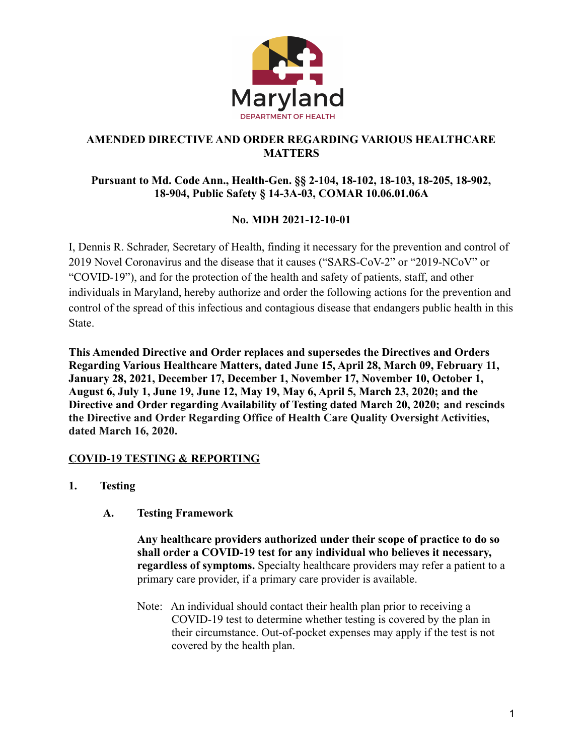Maryland

DEPARTMENT OF HEALTH

# AMENDED DIRECTIVE AND ORDER REGARDING VARIOUS HEALTHCARE MATTERS

### Pursuant to Md. Code Ann., Health-Gen. §§ 2-104, 18-102, 18-103, 18-205, 18-902, 18-904, Public Safety § 14-3A-03, COMAR 10.06.01.06A

### No. MDH 2021-12-10-01

I, Dennis R. Schrader, Secretary of Health, finding it necessary for the prevention and control of 2019 Novel Coronavirus and the disease that it causes ("SARS-CoV-2" or "2019-NCoV" or "COVID-19"), and for the protection of the health and safety of patients, staff, and other individuals in Maryland, hereby authorize and order the following actions for the prevention and control of the spread of this infectious and contagious disease that endangers public health in this State.

**This Amended Directive and Order replaces and supersedes the Directives and Orders Regarding Various Healthcare Matters, dated June 15, April 28, March 09, February 11, January 28, 2021, December 17, December 1, November 17, November 10, October 1, August 6, July 1, June 19, June 12, May 19, May 6, April 5, March 23, 2020; and the Directive and Order regarding Availability of Testing dated March 20, 2020; and rescinds the Directive and Order Regarding Office of Health Care Quality Oversight Activities, dated March 16, 2020.**

## COVID-19 TESTING & REPORTING

**1. Testing**

**A. Testing Framework**

**Any healthcare providers authorized under their scope of practice to do so shall order a COVID-19 test for any individual who believes it necessary, regardless of symptoms.** Specialty healthcare providers may refer a patient to a primary care provider, if a primary care provider is available.

Note: An individual should contact their health plan prior to receiving a COVID-19 test to determine whether testing is covered by the plan in their circumstance. Out-of-pocket expenses may apply if the test is not covered by the health plan.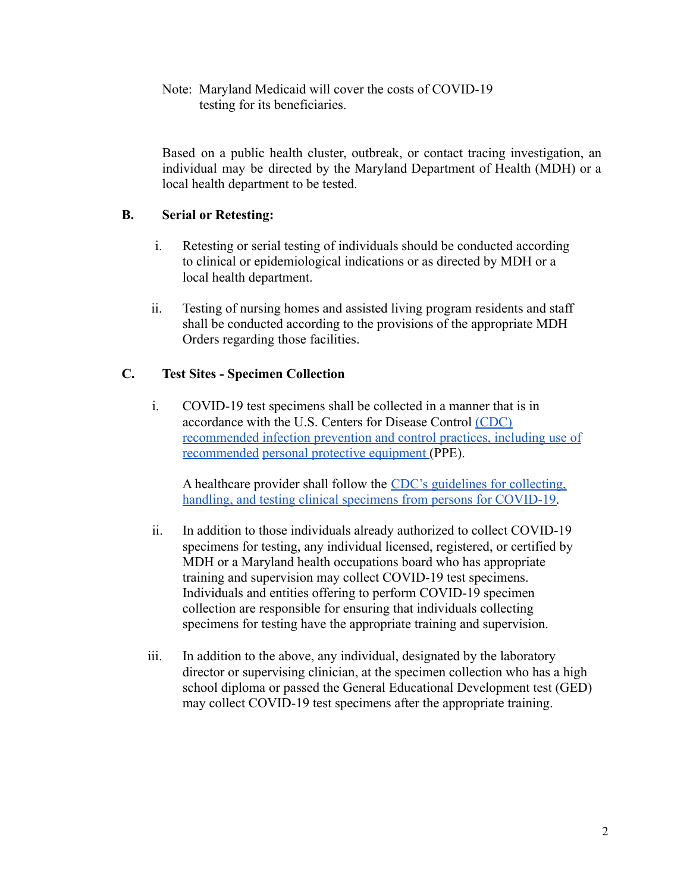Note: Maryland Medicaid will cover the costs of COVID-19 testing for its beneficiaries.

Based on a public health cluster, outbreak, or contact tracing investigation, an individual may be directed by the Maryland Department of Health (MDH) or a local health department to be tested.

## B. Serial or Retesting:

i. Retesting or serial testing of individuals should be conducted according to clinical or epidemiological indications or as directed by MDH or a local health department.

ii. Testing of nursing homes and assisted living program residents and staff shall be conducted according to the provisions of the appropriate MDH Orders regarding those facilities.

## C. Test Sites - Specimen Collection

i. COVID-19 test specimens shall be collected in a manner that is in accordance with the U.S. Centers for Disease Control (CDC) recommended infection prevention and control practices, including use of recommended personal protective equipment (PPE).

   A healthcare provider shall follow the CDC's guidelines for collecting, handling, and testing clinical specimens from persons for COVID-19.

ii. In addition to those individuals already authorized to collect COVID-19 specimens for testing, any individual licensed, registered, or certified by MDH or a Maryland health occupations board who has appropriate training and supervision may collect COVID-19 test specimens. Individuals and entities offering to perform COVID-19 specimen collection are responsible for ensuring that individuals collecting specimens for testing have the appropriate training and supervision.

iii. In addition to the above, any individual, designated by the laboratory director or supervising clinician, at the specimen collection who has a high school diploma or passed the General Educational Development test (GED) may collect COVID-19 test specimens after the appropriate training.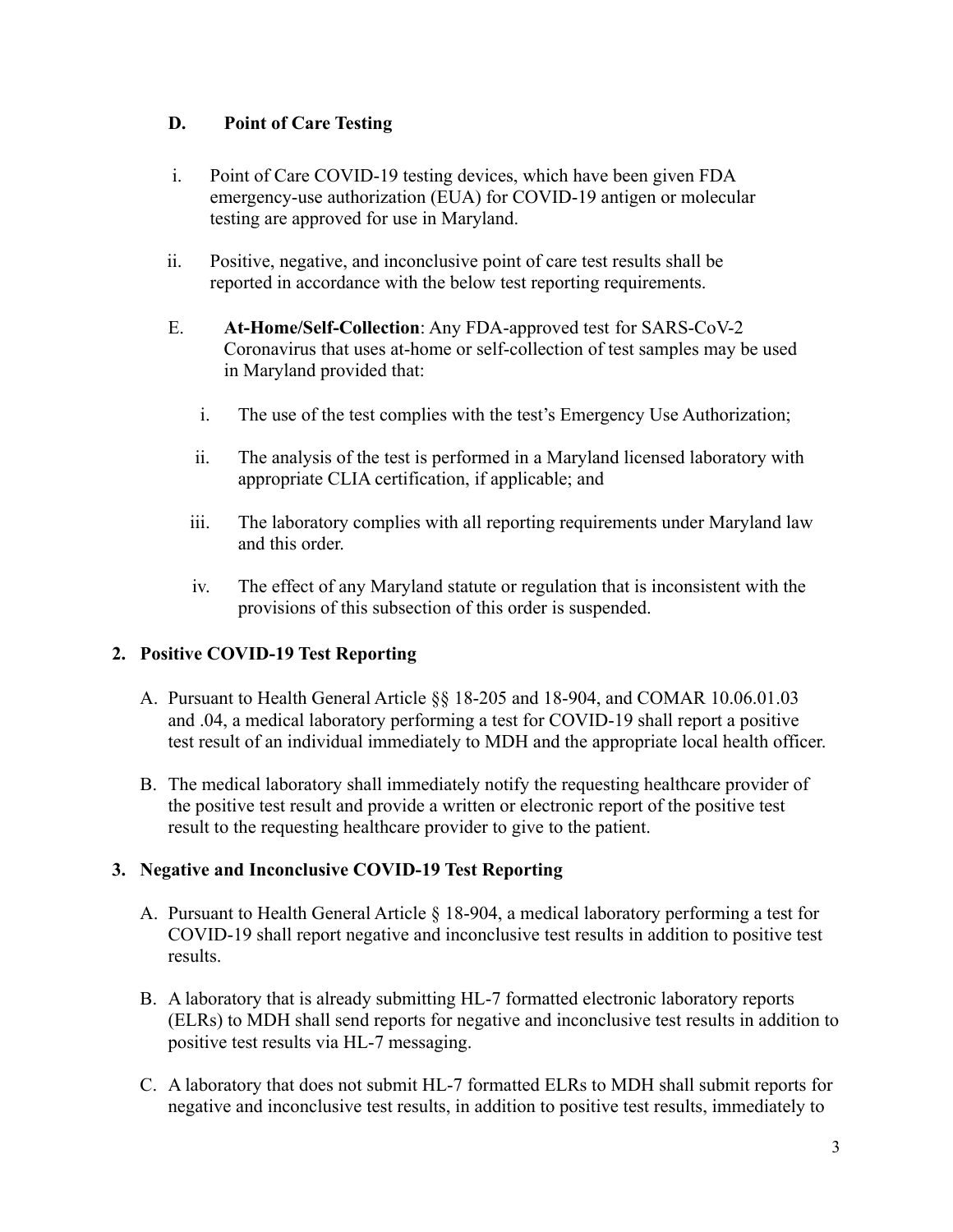**D. Point of Care Testing**

i. Point of Care COVID-19 testing devices, which have been given FDA emergency-use authorization (EUA) for COVID-19 antigen or molecular testing are approved for use in Maryland.

ii. Positive, negative, and inconclusive point of care test results shall be reported in accordance with the below test reporting requirements.

E. **At-Home/Self-Collection**: Any FDA-approved test for SARS-CoV-2 Coronavirus that uses at-home or self-collection of test samples may be used in Maryland provided that:

i. The use of the test complies with the test's Emergency Use Authorization;

ii. The analysis of the test is performed in a Maryland licensed laboratory with appropriate CLIA certification, if applicable; and

iii. The laboratory complies with all reporting requirements under Maryland law and this order.

iv. The effect of any Maryland statute or regulation that is inconsistent with the provisions of this subsection of this order is suspended.

**2. Positive COVID-19 Test Reporting**

A. Pursuant to Health General Article §§ 18-205 and 18-904, and COMAR 10.06.01.03 and .04, a medical laboratory performing a test for COVID-19 shall report a positive test result of an individual immediately to MDH and the appropriate local health officer.

B. The medical laboratory shall immediately notify the requesting healthcare provider of the positive test result and provide a written or electronic report of the positive test result to the requesting healthcare provider to give to the patient.

**3. Negative and Inconclusive COVID-19 Test Reporting**

A. Pursuant to Health General Article § 18-904, a medical laboratory performing a test for COVID-19 shall report negative and inconclusive test results in addition to positive test results.

B. A laboratory that is already submitting HL-7 formatted electronic laboratory reports (ELRs) to MDH shall send reports for negative and inconclusive test results in addition to positive test results via HL-7 messaging.

C. A laboratory that does not submit HL-7 formatted ELRs to MDH shall submit reports for negative and inconclusive test results, in addition to positive test results, immediately to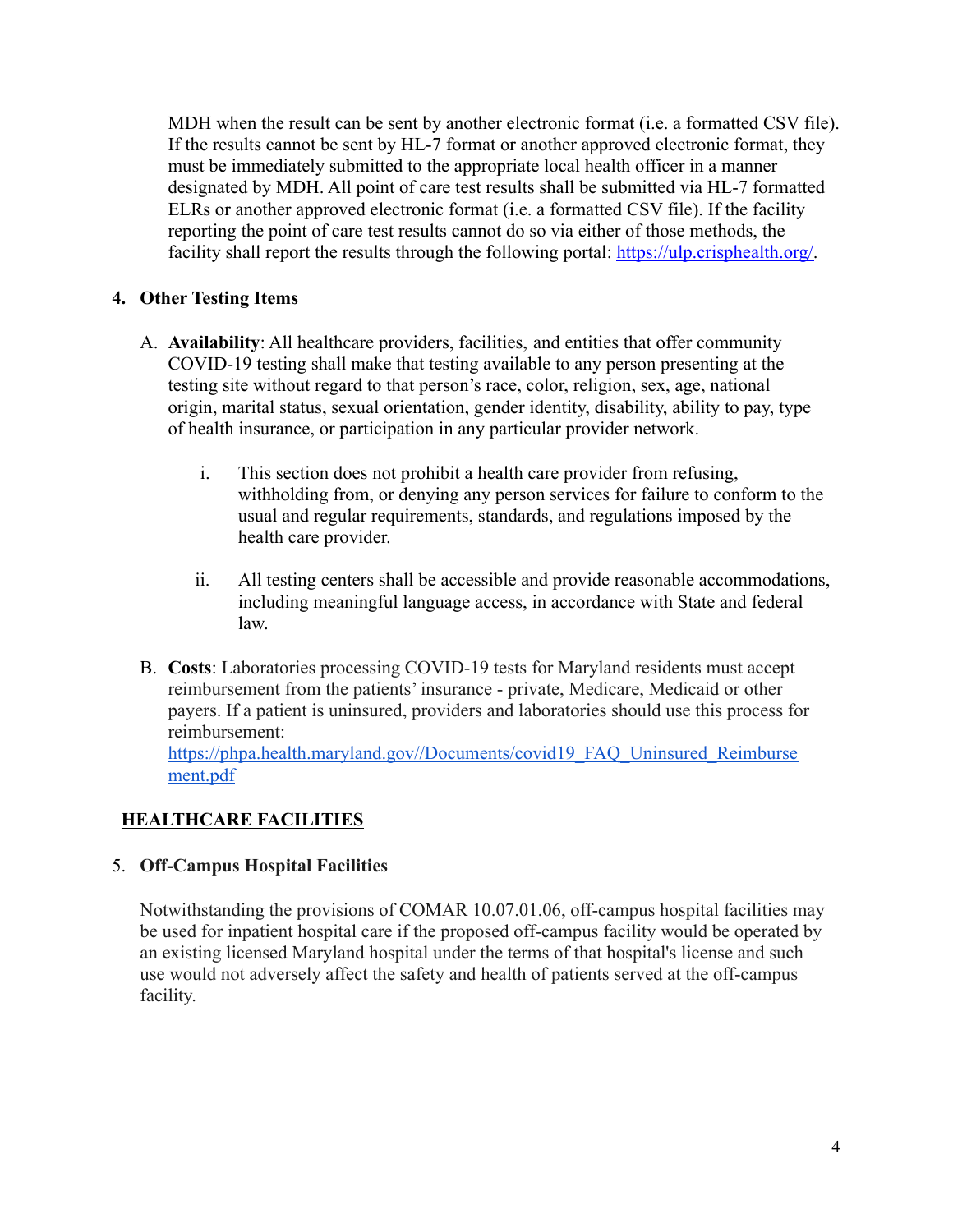MDH when the result can be sent by another electronic format (i.e. a formatted CSV file). If the results cannot be sent by HL-7 format or another approved electronic format, they must be immediately submitted to the appropriate local health officer in a manner designated by MDH. All point of care test results shall be submitted via HL-7 formatted ELRs or another approved electronic format (i.e. a formatted CSV file). If the facility reporting the point of care test results cannot do so via either of those methods, the facility shall report the results through the following portal: [https://ulp.crisphealth.org/](https://ulp.crisphealth.org/).

4. **Other Testing Items**

   A. **Availability**: All healthcare providers, facilities, and entities that offer community COVID-19 testing shall make that testing available to any person presenting at the testing site without regard to that person's race, color, religion, sex, age, national origin, marital status, sexual orientation, gender identity, disability, ability to pay, type of health insurance, or participation in any particular provider network.

      i. This section does not prohibit a health care provider from refusing, withholding from, or denying any person services for failure to conform to the usual and regular requirements, standards, and regulations imposed by the health care provider.

      ii. All testing centers shall be accessible and provide reasonable accommodations, including meaningful language access, in accordance with State and federal law.

   B. **Costs**: Laboratories processing COVID-19 tests for Maryland residents must accept reimbursement from the patients' insurance - private, Medicare, Medicaid or other payers. If a patient is uninsured, providers and laboratories should use this process for reimbursement: [https://phpa.health.maryland.gov//Documents/covid19_FAQ_Uninsured_Reimbursement.pdf](https://phpa.health.maryland.gov//Documents/covid19_FAQ_Uninsured_Reimbursement.pdf)

## HEALTHCARE FACILITIES

5. **Off-Campus Hospital Facilities**

   Notwithstanding the provisions of COMAR 10.07.01.06, off-campus hospital facilities may be used for inpatient hospital care if the proposed off-campus facility would be operated by an existing licensed Maryland hospital under the terms of that hospital's license and such use would not adversely affect the safety and health of patients served at the off-campus facility.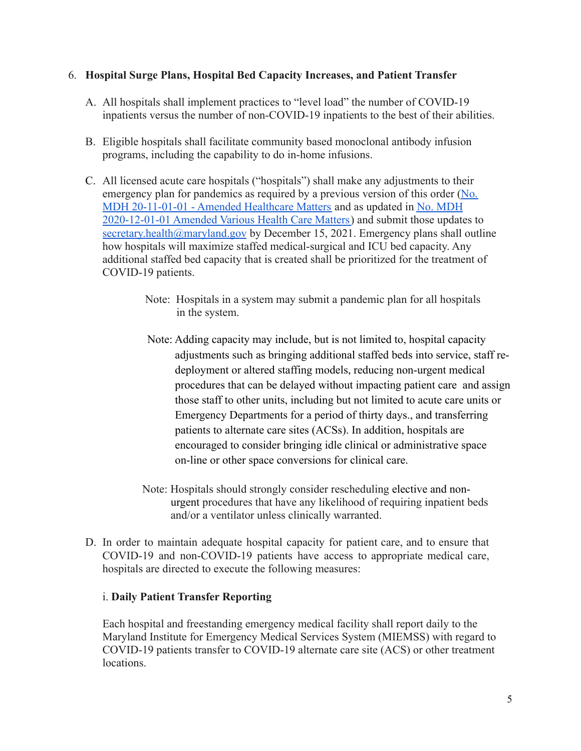6. **Hospital Surge Plans, Hospital Bed Capacity Increases, and Patient Transfer**

   A. All hospitals shall implement practices to "level load" the number of COVID-19 inpatients versus the number of non-COVID-19 inpatients to the best of their abilities.

   B. Eligible hospitals shall facilitate community based monoclonal antibody infusion programs, including the capability to do in-home infusions.

   C. All licensed acute care hospitals ("hospitals") shall make any adjustments to their emergency plan for pandemics as required by a previous version of this order (No. MDH 20-11-01-01 - Amended Healthcare Matters and as updated in No. MDH 2020-12-01-01 Amended Various Health Care Matters) and submit those updates to secretary.health@maryland.gov by December 15, 2021. Emergency plans shall outline how hospitals will maximize staffed medical-surgical and ICU bed capacity. Any additional staffed bed capacity that is created shall be prioritized for the treatment of COVID-19 patients.

      Note: Hospitals in a system may submit a pandemic plan for all hospitals in the system.

      Note: Adding capacity may include, but is not limited to, hospital capacity adjustments such as bringing additional staffed beds into service, staff re-deployment or altered staffing models, reducing non-urgent medical procedures that can be delayed without impacting patient care and assign those staff to other units, including but not limited to acute care units or Emergency Departments for a period of thirty days., and transferring patients to alternate care sites (ACSs). In addition, hospitals are encouraged to consider bringing idle clinical or administrative space on-line or other space conversions for clinical care.

      Note: Hospitals should strongly consider rescheduling elective and non-urgent procedures that have any likelihood of requiring inpatient beds and/or a ventilator unless clinically warranted.

   D. In order to maintain adequate hospital capacity for patient care, and to ensure that COVID-19 and non-COVID-19 patients have access to appropriate medical care, hospitals are directed to execute the following measures:

      i. **Daily Patient Transfer Reporting**

      Each hospital and freestanding emergency medical facility shall report daily to the Maryland Institute for Emergency Medical Services System (MIEMSS) with regard to COVID-19 patients transfer to COVID-19 alternate care site (ACS) or other treatment locations.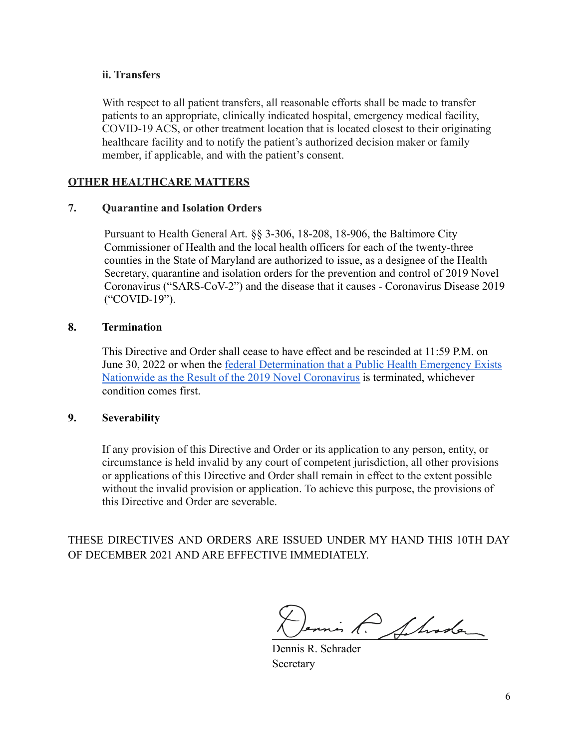### ii. Transfers

With respect to all patient transfers, all reasonable efforts shall be made to transfer patients to an appropriate, clinically indicated hospital, emergency medical facility, COVID-19 ACS, or other treatment location that is located closest to their originating healthcare facility and to notify the patient's authorized decision maker or family member, if applicable, and with the patient's consent.

## OTHER HEALTHCARE MATTERS

### 7. Quarantine and Isolation Orders

Pursuant to Health General Art. §§ 3-306, 18-208, 18-906, the Baltimore City Commissioner of Health and the local health officers for each of the twenty-three counties in the State of Maryland are authorized to issue, as a designee of the Health Secretary, quarantine and isolation orders for the prevention and control of 2019 Novel Coronavirus ("SARS-CoV-2") and the disease that it causes - Coronavirus Disease 2019 ("COVID-19").

### 8. Termination

This Directive and Order shall cease to have effect and be rescinded at 11:59 P.M. on June 30, 2022 or when the federal Determination that a Public Health Emergency Exists Nationwide as the Result of the 2019 Novel Coronavirus is terminated, whichever condition comes first.

### 9. Severability

If any provision of this Directive and Order or its application to any person, entity, or circumstance is held invalid by any court of competent jurisdiction, all other provisions or applications of this Directive and Order shall remain in effect to the extent possible without the invalid provision or application. To achieve this purpose, the provisions of this Directive and Order are severable.

THESE DIRECTIVES AND ORDERS ARE ISSUED UNDER MY HAND THIS 10TH DAY OF DECEMBER 2021 AND ARE EFFECTIVE IMMEDIATELY.

Dennis R. Schrader
Secretary